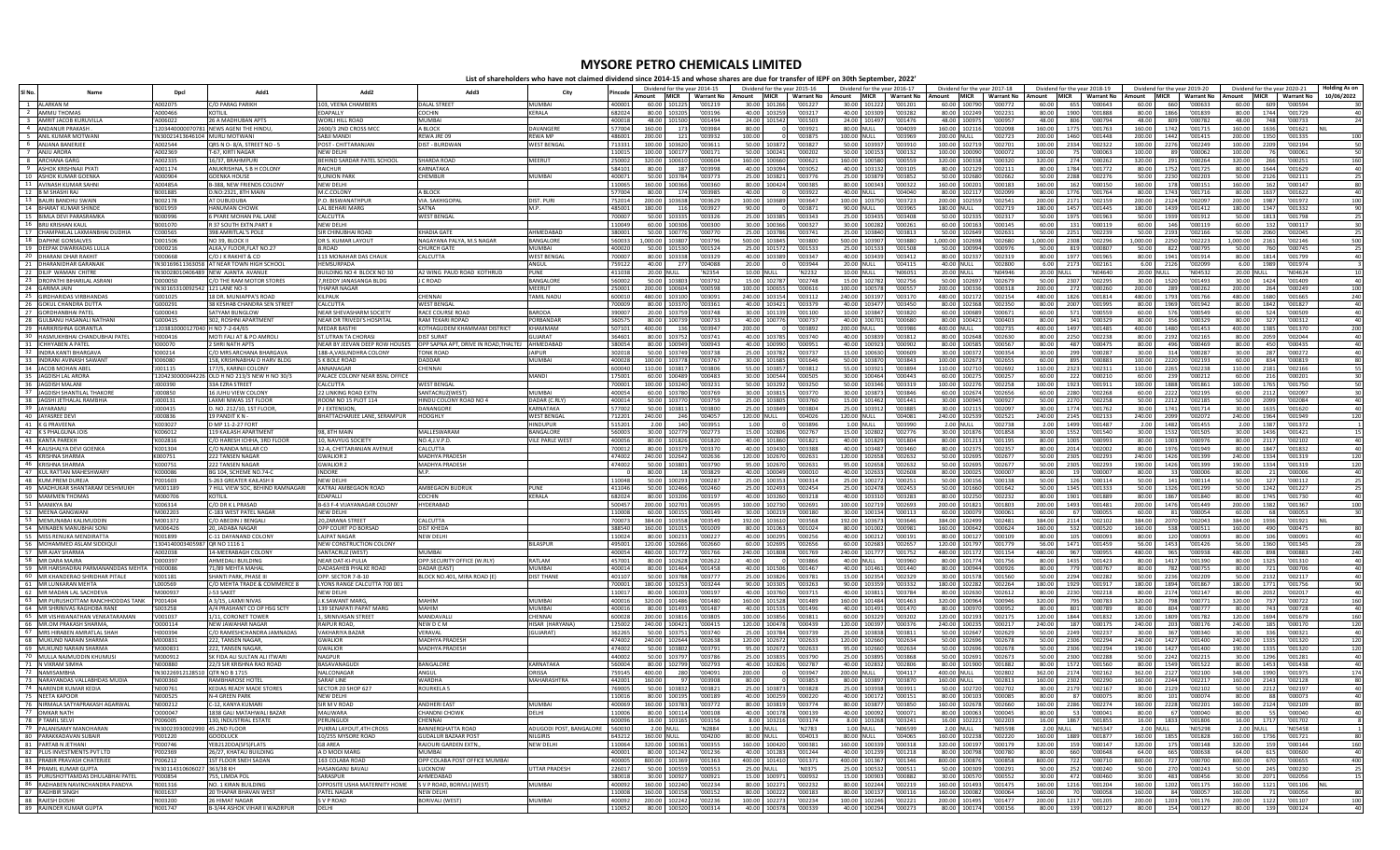# MYSORE PETRO CHEMICALS LIMITED

**List of shareholders who have not claimed dividend since 2014-15 and whose shares are due for transfer of IEPF on 30th September, 2022**

| Sl No. | Name | Dpcl | Add1 | Add2 | Add3 | City | Pincode | Holding As on 10/06/2022 |
|---|---|---|---|---|---|---|---|---|
| 1 | ALARKAN M | A002075 | C/O PARAG PARIKH | 101, VEENA CHAMBERS | DALAL STREET | MUMBAI | 400001 | 30 |
| 2 | AMMU THOMAS | A000466 | KOTILIL | EDAPALLY | COCHIN | KERALA | 682024 | 24 |
| 3 | AMRIT JACOB KURUVILLA | A006022 | 26 A MADHUBAN APTS | WORLI HILL ROAD | MUMBAI | | 400018 | 24 |
| 4 | ANDANUR PRAKASH | | NEWS AGENT THE HINDU | 2600/3 2ND CROSS MCC | A BLOCK | DAVANGERE | 577004 | |
| 5 | ANIL KUMAR MOTWANI | | MURLI MOTWANI | SABJI MANDI | REWA JRE 09 | REWA MP | 486001 | 100 |
| 6 | ANJANA BANERJEE | A002544 | QRS N O- B/A, STREET NO - 5 | POST - CHITTARANJAN | DIST - BURDWAN | WEST BENGAL | 713331 | 50 |
| 7 | ANJU ARORA | A002369 | T-67, KIRTI NAGAR | NEW DELHI | | | 110015 | 50 |
| 8 | ARCHANA GARG | A002335 | 16/37, BRAHMPURI | BEHIND SARDAR PATEL SCHOOL | SHARDA ROAD | MEERUT | 250002 | 160 |
| 9 | ASHOK KRISHNAJI PYATI | A001174 | ANURKRISHNA, B B H COLONY | RAICHUR | KARNATAKA | | 584101 | 40 |
| 10 | ASHOK KUMAR GOENKA | A000904 | GOENKA HOUSE | 9,UNION PARK | CHEMBUR | MUMBAI | 400071 | 25 |
| 11 | AVINASH KUMAR SAHNI | A00485A | B-388, NEW FRIENDS COLONY | NEW DELHI | | | 110065 | 80 |
| 12 | B M SHASHI RAJ | B001885 | D.NO.2321, 8TH MAIN | M.C.COLONY | A BLOCK | | 577004 | 40 |
| 13 | BAIJRI BANDHU SWAIN | B002178 | AT DUBUDUBA | P.O. BISWANATHPUR | VIA. SAKHIGOPAL | DIST. PURI | 752014 | 40 |
| 14 | BHARAT KUMAR SHINDE | B001959 | HANUMAN CHOWK | LAL BEHARI MARG | SATNA | M.P. | 485001 | 90 |
| 15 | BIMLA DEVI PARASRAMKA | B000996 | 6 PYARE MOHAN PAL LANE | CALCUTTA | WEST BENGAL | | 700007 | 50 |
| 16 | BRIJ KRISHAN KAUL | B001070 | R 37 SOUTH EXTN.PART II | NEW DELHI | | | 110049 | 30 |
| 17 | CHAMPAKLAL LAXMANBHAI DUDHIA | C000565 | 398 AMRITLAL'S POLE | SIR CHINUBHAI ROAD | KHADIA GATE | AHMEDABAD | 380001 | 25 |
| 18 | DAPHNE GONSALVES | D001506 | NO 39, BLOCK II | DR S. KUMAR LAYOUT | NAGAYANA PALYA, M S NAGAR | BANGALORE | 560033 | 500 |
| 19 | DEEPAK DWARKADAS LULLA | D000216 | ALKA V FLOOR, FLAT NO.27 | B ROAD | CHURCH GATE | MUMBAI | 400020 | 25 |
| 20 | DHARANI DHAR RAKHIT | D000668 | C/O L K RAKHIT & CO | 113 MONOHAR DAS CHAUK | CALCUTTA | WEST BENGAL | 700007 | 40 |
| 21 | DHARANIDHAR GARANAIK | | AT NEAR TOWN HIGH SCHOOL | HEMSURPADA | | ANGUL | 759122 | 8 |
| 22 | DILIP WAMAN CHITRE | | BUILDING NO 4 BLOCK NO 30 | A2 WING PAUD ROAD KOTHRUD | PUNE | | 411038 | 10 |
| 23 | DROPATHI BIHARILAL ASRANI | D000050 | C/O THE RAM MOTOR STORES | 7,REDDY JANASANGA BLDG | J C ROAD | BANGALORE | 560002 | 40 |
| 24 | GARIMA JAIN | | 121 LANE NO-3 | THAPAR NAGAR | | MEERUT | 250001 | 100 |
| 25 | GIRDHARIDAS VIRBHANDAS | G000025 | 18 DR. MUNIAPPA'S ROAD | KILPAUK | CHENNAI | TAMIL NADU | 600010 | 240 |
| 26 | GOKUL CHANDRA DUTTA | G000291 | 38 KESHAB CHANDRA SEN STREET | CALCUTTA | WEST BENGAL | | 700009 | 40 |
| 27 | GORDHANBHAI PATEL | G000904 | SATYAM BUNGLOW | NEAR SHEVASHRAM SOCIETY | RACE COURSE ROAD | BARODA | 390007 | 40 |
| 28 | GULBANU HASANALI NATHANI | G000415 | 302, ROSHNI APARTMENT | NEAR DR TRIVEDI'S HOSPITAL | RAMI TEKARI ROPAD | PORBANDAR | 360575 | 40 |
| 29 | HARIKRISHNA GORANTLA | | H NO 7-2-64/65 | MEDAR BASTHI | KOTHAGUDEM KHAMMAM DISTRICT | KHAMMAM | 507101 | 200 |
| 30 | HASMUKHBHAI CHANDUBHAI PATEL | H000416 | MOTI FALI AT & PO AMROLI | ST.UTRAN TA CHORASI | DIST SURAT | GUJARAT | 364601 | 40 |
| 31 | ICHHYABEN A PATEL | I000070 | 2 SHRI NATH APTS | NEAR BY JEEVAN DEEP ROW HOUSES | OPP SAPNA APT, DRIVE IN ROAD,THALTEJ | AHMEDABAD | 380054 | 40 |
| 32 | INDIRA KANTI BHARGAVA | I000214 | C/O MRS ARCHANA BHARGAVA | 18B-A,VASUNDHRA COLONY | TONK ROAD | JAIPUR | 302018 | 30 |
| 33 | INDRANI AVINASH SAWANT | I006080 | 158, KRISHNABHAI D HARV BLDG | S K BOLE ROAD | DADDAR | MUMBAI | 400028 | 40 |
| 34 | JACOB MOHAN ABEL | J001115 | 177/5, KARNUI COLONY | ANNANAGAR | CHENNAI | | 600040 | 55 |
| 35 | JAGDISH LAL ARORA | | OLD H NO 213/5 NEW H NO 30/3 | PALACE COLONY NEAR BSNL OFFICE | | MANDI | 175001 | 30 |
| 36 | JAGDISH MALANI | J000390 | 33A EZRA STREET | CALCUTTA | WEST BENGAL | | 700001 | 50 |
| 37 | JAGDISH SHANTILAL THAKORE | J000850 | 16 JUHU VIEW COLONY | 22 LINKING ROAD EXTN | SANTACRUZ(WEST) | MUMBAI | 400054 | 30 |
| 38 | JAGSHI JETHALAL RAMBHIA | J000131 | LAXMI NIWAS 1ST FLOOR | ROOM NO 15 PLOT 114 | HINDU COLONY ROAD NO 4 | DADAR (C.RLY) | 400014 | 40 |
| 39 | JAYARAMU | J000415 | D. NO. 212/10, 1ST FLOOR, | P J EXTENSION, | DANANGDRE | KARNATAKA | 577002 | 40 |
| 40 | JAYASREE DEVI | J000836 | 19 PANDIT K N | BHATTACHARJEE LANE, SERAMPUR | HOOGHLY | WEST BENGAL | 712201 | 120 |
| 41 | K G PRAVEENA | K003027 | D MP 11-2-27 FORT | | | HINDUPUR | 515201 | 1 |
| 42 | K S PHALGUNA JOIS | K006012 | 119 KAILASH APARTMENT | 98, 8TH MAIN | MALLESWARAM | BANGALORE | 560003 | 40 |
| 43 | KANTA PAREKH | K002816 | C/O HARESH LOHIA, 3RD FLOOR | 10, NAVYUG SOCIETY | NO.4,J.V.P.D. | VILE PARLE WEST | 400056 | 40 |
| 44 | KAUSHALYA DEVI GOENKA | K001304 | C/O NANDA MILLAR CO | 32-A, CHITTARANJAN AVENUE | CALCUTTA | | 700012 | 40 |
| 45 | KRISHNA SHARMA | K000751 | 222 TANSEN NAGAR | GWALIOR 2 | MADHYA PRADESH | | 474002 | 120 |
| 46 | KRISHNA SHARMA | K000751 | 222 TANSEN NAGAR | GWALIOR 2 | MADHYA PRADESH | | 474002 | 120 |
| 47 | KUL RATTAN MAHESHWARY | K000086 | BG 104, SCHEME NO.74-C | INDORE | M.P. | | | 40 |
| 48 | KUM.PREM SUKHIJA | P001603 | S-263 GREATER KAILASH II | NEW DELHI | | | 110048 | 25 |
| 49 | MADHUKAR SHANTARAM DESHMUKH | M001189 | 7 HILL VIEW SOC. BEHIND RAMNAGARI | KATRAJ AMBEGAON ROAD | AMBEGAON BUDRUK | PUNE | 411046 | 25 |
| 50 | MAXIMEN THOMAS | M000706 | KOTILIL | EDAPALLY | COCHIN | KERALA | 682024 | 25 |
| 51 | MANIKYA BAI | M006314 | C/O DR K L PRASAD | | B-63 T-4 VIJAYANAGAR COLONY | HYDERABAD | 500457 | 100 |
| 52 | MEENA GANGWANI | M002203 | C-183 WEST PATEL NAGAR | NEW DELHI | | | 110008 | 30 |
| 53 | MEMUNABAI KALANUDDIN | M001372 | C/O ABEDIN J BENGALI | 20,ZARANA STREET | CALCUTTA | | 700073 | |
| 54 | MINABEN MANUBHAI SONI | M006426 | 20, JADABA NAGAR | OPP COURT PO BORSAD | DIST KHEDA | | 388540 | 80 |
| 55 | MISS RENUKA MENDIRATTA | R001899 | C-11 DAYANAND COLONY | LAJPAT NAGAR | NEW DELHI | | 110024 | 40 |
| 56 | MOHAMMED ASLAM SIDDIQUI | | QR NO 1116 1 | NEW CONSTRUCTION COLONY | | BILASPUR | 495001 | 28 |
| 57 | MR AJAY SHARMA | A002038 | 14-MEERABAGH COLONY | SANTACRUZ (WEST) | MUMBAI | | 400054 | 80 |
| 58 | MR DARA MALIRA | D000397 | AHMEDALI BUILDING | NEAR DAT-KI-PULIA | OPP.SECURITY OFFICE (W.RLY) | RATLAM | 457001 | 40 |
| 59 | MR HARSHADRAI PARMANANDDAS MEHTA | H000086 | 71/89 MEHTA MAHAL | DADASAHEB PHALKE ROAD | DADAR (EAST) | MUMBAI | 400014 | 40 |
| 60 | MR KHANDERAO SHRIDHAR PITALE | K001181 | SHANTI PARK, PHASE III | OPP. SECTOR 7-B-10 | BLOCK NO.401, MIRA ROAD (E) | DIST THANE | 401107 | 40 |
| 61 | MR LUNKARAN MEHTA | L000569 | C/O MEHTA TRADE & COMMERCE | LYONS RANGE CALCUTTA 700 001 | | | 700001 | 40 |
| 62 | MR MADAN LAL SACHDEVA | M000937 | J-53 SAKET | NEW DELHI | | | 110017 | 40 |
| 63 | MR PURUSHOTTAM RAMCHHODDAS TANK | P001404 | A 3/15, LAXMI NIVAS | J.K.SAWANT MARG, | MAHIM | MUMBAI | 400016 | 160 |
| 64 | MR SHRINIVAS RAGHOBA RANE | S003258 | A/4 PRASHANT CO OP HSG SCTY | 139 SENAPATI PAPAT MARG | MAHIM | MUMBAI | 400016 | 80 |
| 65 | MR VISHWANATHAN VENKATARAMAN | V001037 | 1/11, CORONET TOWER | 1, SRINIVASAN STREET | MANDAVALLI | CHENNAI | 600028 | 40 |
| 66 | MR.OM PRAKASH SHARMA, | O000114 | NEW JAWAHAR NAGAR | RAIPUR ROAD, | NEW D C M | HISAR (HARYANA) | 125002 | 120 |
| 67 | MRS HIRABEN AMRATLAL SHAH | H000394 | C/O RAMESHCHANDRA JAMNADAS | VAKHARIYA BAZAR | VERAVAL | (GUJARAT) | 362265 | 40 |
| 68 | MUKUND NARAIN SHARMA | M000831 | 222, TANSEN NAGAR, | GWALIOR | MADHYA PRADESH | | 474002 | 120 |
| 69 | MUKUND NARAIN SHARMA | M000831 | 222, TANSEN NAGAR, | GWALIOR | MADHYA PRADESH | | 474002 | 120 |
| 70 | MULLA NAJMUDDIN KHUMUSI | M000912 | SK FIDA ALI SULTAN ALI ITWARI | NAGPUR | | | 440002 | 40 |
| 71 | N VIKRAM SIMHA | N000880 | 22/3 SIR KRISHNA RAO ROAD | BASAVANAGUDI | BANGALORE | | 560004 | 40 |
| 72 | NAMISAMBHA | | QTR NO B 1715 | NALCONAGAR | ANGUL | ORISSA | 759145 | 174 |
| 73 | NARAYANDAS VALLABHDAS MUDIA | N000360 | RAMBHAROSE HOTEL | SARAF LINE | WARDHA | MAHARASHTRA | 442001 | 40 |
| 74 | NARENDR KUMAR KEDIA | N000761 | KEDIAS READY MADE STORES | SECTOR 20 SHOP 627 | ROURKELA 5 | | 769005 | 40 |
| 75 | NEETA KAPOOR | N000525 | N-4 GREEN PARK | NEW DELHI | | | 110016 | 40 |
| 76 | NIRMALA SATYAPRAKASH AGARWAL | N000212 | C-12, KANYA KUMARI | SIR M V ROAD | ANDHERI EAST | MUMBAI | 400069 | 40 |
| 77 | OMKAR NATH | O000047 | 1838 GALI MATHWALI BAZAR | MALIWARA | CHANDNI CHOWK | DELHI | 110006 | 40 |
| 78 | P TAMIL SELVI | P006005 | 130, INDUSTRIAL ESTATE | PERUNGUDI | CHENNAI | | 600096 | 40 |
| 79 | PALANISAMY MANOHARAN | | 45 2ND FLOOR | PUNNAI LAYOUT,4TH CROSS | BANNERGHATTA ROAD | ADUGODI POST, BANGALORE | 560030 | |
| 80 | PARAKKADAVAN SUBAIR | P001220 | GOODLUCK | 10/255 MYSORE ROAD | GUDALUR BAZAAR POST | NILGIRIS | 643212 | 40 |
| 81 | PARTAB N JETHANI | P000746 | Y882(LIGNASSA)(S)FLATS | GB AREA | RAJOURI GARDEN EXTN., | NEW DELHI | 110064 | 40 |
| 82 | PLUS INVESTMENTS PVT LTD | P002369 | 26/27, KHATAU BUILDING | A D MODI MARG | MUMBAI | | 400001 | 40 |
| 83 | PRABIR PRAVASH CHATERJEE | P006212 | 1ST FLOOR SNEH SADAN | 163 COLABA ROAD | OPP COLABA POST OFFICE MUMBAI | | 400005 | 40 |
| 84 | PRAMIL KUMAR GUPTA | | 363/38 KH | HASANGANJ BAVALI | LUCKNOW | UTTAR PRADESH | 226017 | 40 |
| 85 | PURUSHOTTAMDAS DHULABHAI PATEL | P000854 | 755, LIMDA POL | SARASPUR | AHMEDABAD | | 380018 | 40 |
| 86 | RADHABEN NAVINCHANDRA PANDYA | R001316 | NO. 2 KIRAN BUILDING | OPPOSITE USHA MATERNITY HOME | S V P ROAD, BORIVLI [WEST] | MUMBAI | 400092 | 40 |
| 87 | RAGHBIR SINGH | R001637 | 20 THAPAR BHAVAN WEST | PATEL NAGAR | NEW DELHI | | 110008 | 80 |
| 88 | RAJESH DOSHI | R003200 | 26 HIMAT NAGAR | S V P ROAD | BORIVALI (WEST) | MUMBAI | 400092 | 40 |
| 89 | RAJINDER KUMAR GUPTA | R001747 | B-3/44 ASHOK VIHAR II WAZIRPUR | DELHI | | | 110052 | 40 |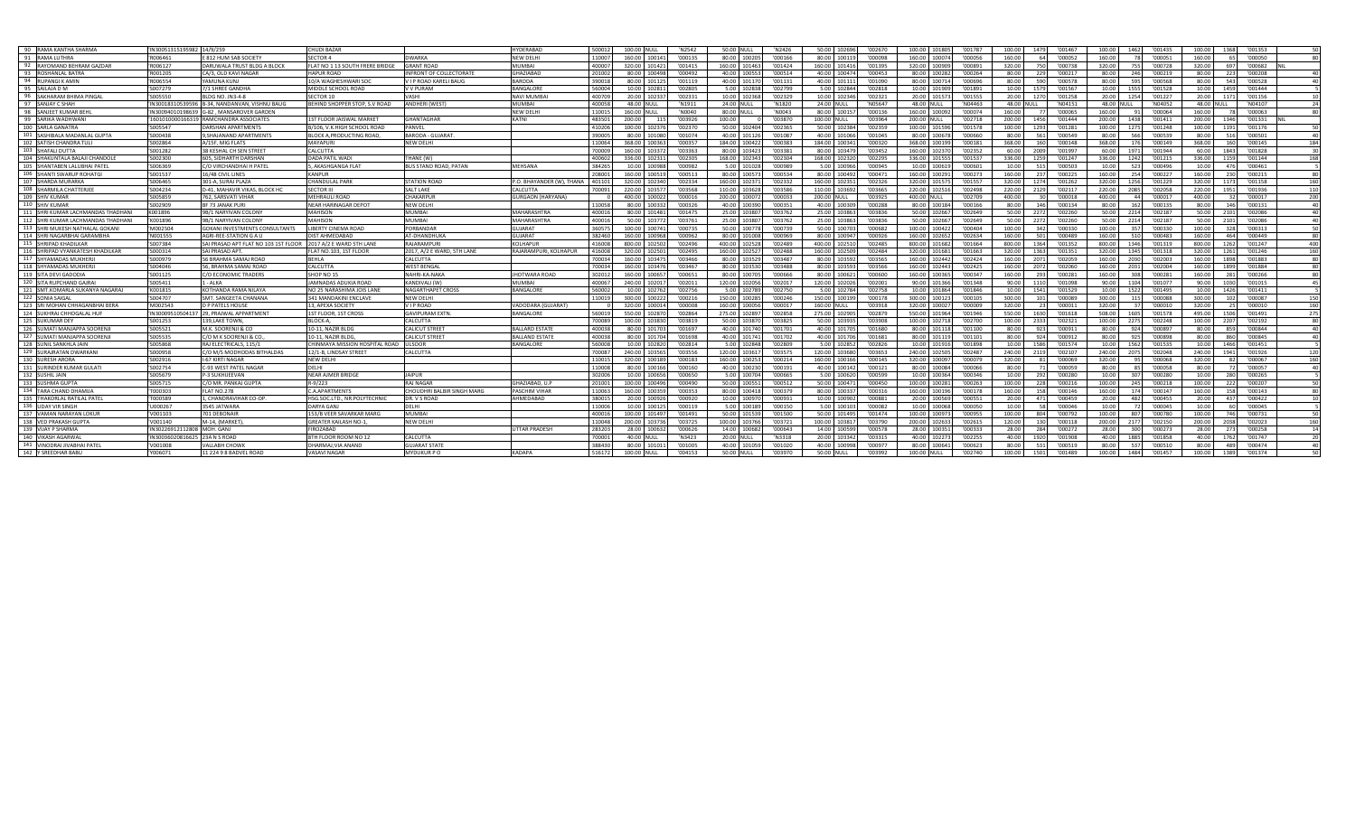| | | | | | | | | | | | | | | | | | | | | | | | | | | | | | |
|---|---|---|---|---|---|---|---|---|---|---|---|---|---|---|---|---|---|---|---|---|---|---|---|---|---|---|---|---|---|
| 90 | RAMA KANTHA SHARMA | IN30051315195882 | 14/3/259 | CHUDI BAZAR | | HYDERABAD | 500012 | 100.00 | NULL | 'N2542 | 50.00 | NULL | 'N2426 | 50.00 | 102696 | '002670 | 100.00 | 101805 | '001787 | 100.00 | 1479 | '001467 | 100.00 | 1462 | '001435 | 100.00 | 1368 | '001353 | 80 |
| 91 | RAMA LUTHRA | 'R006461 | E 812 HUM SAB SOCIETY | SECTOR 4 | DWARKA | NEW DELHI | 110007 | 160.00 | 100141 | '000135 | 80.00 | 100205 | '000166 | 80.00 | 100119 | '000098 | 160.00 | 100074 | '000056 | 160.00 | 64 | '000052 | 160.00 | 78 | '000051 | 160.00 | 65 | '000050 | 80 |
| 92 | RAYOMAND BEHRAM GAZDAR | 'R006127 | DARUWALA TRUST BLDG A BLOCK | FLAT NO 1 13 SOUTH FRERE BRIDGE | GRANT ROAD | MUMBAI | 400007 | 320.00 | 101421 | '001415 | 160.00 | 101463 | '001424 | 160.00 | 101416 | '001395 | 320.00 | 100909 | '000891 | 320.00 | 750 | '000738 | 320.00 | 755 | '000728 | 320.00 | 697 | '000682 | NIL |
| 93 | ROSHANLAL BATRA | 'R001205 | CA/3, OLD KAVI NAGAR | HAPUR ROAD | INFRONT OF COLLECTORATE | GHAZIABAD | 201002 | 80.00 | 100498 | '000492 | 40.00 | 100553 | '000514 | 40.00 | 100474 | '000453 | 80.00 | 100282 | '000264 | 80.00 | 229 | '000217 | 80.00 | 246 | '000219 | 80.00 | 223 | '000208 | 40 |
| 94 | RUPANGI K AMIN | 'R006554 | YAMUNA KUNJ | 10/A WAGHESHWARI SOC | V I P ROAD KARELI BAUG | BARODA | 390018 | 80.00 | 101125 | '001119 | 40.00 | 101170 | '001131 | 40.00 | 101111 | '001090 | 80.00 | 100714 | '000696 | 80.00 | 590 | '000578 | 80.00 | 595 | '000568 | 80.00 | 543 | '000528 | 40 |
| 95 | SAILAJA D M | 'S007279 | 7/1 SHREE GANDHA | MIDDLE SCHOOL ROAD | V V PURAM | BANGALORE | 560004 | 10.00 | 102811 | '002805 | 5.00 | 102838 | '002799 | 5.00 | 102844 | '002818 | 10.00 | 101909 | '001891 | 10.00 | 1579 | '001567 | 10.00 | 1555 | '001528 | 10.00 | 1459 | '001444 | 5 |
| 96 | SAKHARAM BHIMA PINGAL | 'S005550 | BLDG NO. IN 3-4-8 | SECTOR 10 | VASHI | NAVI MUMBAI | 400709 | 20.00 | 102337 | '002331 | 10.00 | 102368 | '002329 | 10.00 | 102346 | '002325 | 20.00 | 101571 | '001555 | 20.00 | 1270 | '001258 | 20.00 | 1254 | '001227 | 20.00 | 1171 | '001156 | 10 |
| 97 | SANJAY C SHAH | IN30018310539596 | B-34, NANDANVAN, VISHNU BAUG | BEHIND SHOPPER STOP, S.V ROAD | ANDHERI (WEST) | MUMBAI | 400058 | 48.00 | NULL | 'N1911 | 24.00 | NULL | 'N1820 | 24.00 | NULL | 'N05647 | 48.00 | NULL | 'N04463 | 48.00 | NULL | 'N04151 | 48.00 | NULL | 'N04052 | 48.00 | NULL | 'N04107 | 24 |
| 98 | SANJEET KUMAR BEHL | IN30094010198639 | G-82 , MANSAROVER GARDEN | | | NEW DELHI | 110015 | 160.00 | NULL | 'N0040 | 80.00 | NULL | 'N0043 | 80.00 | 100157 | '000136 | 160.00 | 100092 | '000074 | 160.00 | 77 | '000065 | 160.00 | 91 | '000064 | 160.00 | 78 | '000063 | 80 |
| 99 | SARIKA WADHWANI | '1601010000166319 | RAMCHANDRA ASSOCIATES | 1ST FLOOR JAISWAL MARKET | GHANTAGHAR | KATNI | 483501 | 200.00 | 115 | '003926 | 100.00 | | '003870 | 100.00 | NULL | '003964 | 200.00 | NULL | '002718 | 200.00 | 1456 | '001444 | 200.00 | 1438 | '001411 | 200.00 | 1346 | '001331 | NIL |
| 100 | SARLA GANATRA | 'S005547 | DARSHAN APARTMENTS | B/106, V.K.HIGH SCHOOL ROAD | PANVEL | | 410206 | 100.00 | 102376 | '002370 | 50.00 | 102404 | '002365 | 50.00 | 102384 | '002359 | 100.00 | 101596 | '001578 | 100.00 | 1293 | '001281 | 100.00 | 1275 | '001248 | 100.00 | 1191 | '001176 | 50 |
| 101 | SASHIBALA MADANLAL GUPTA | 'S000438 | 9,SHAJANAND APARTMENTS | BLOCK A,PRODUCTING ROAD, | BARODA - GUJARAT. | | 390005 | 80.00 | 101080 | '001074 | 40.00 | 101126 | '001087 | 40.00 | 101066 | '001045 | 80.00 | 100678 | '000660 | 80.00 | 561 | '000549 | 80.00 | 566 | '000539 | 80.00 | 516 | '000501 | 40 |
| 102 | SATISH CHANDRA TULI | 'S002864 | A/15F, MIG FLATS | MAYAPURI | NEW DELHI | | 110064 | 368.00 | 100363 | '000357 | 184.00 | 100422 | '000383 | 184.00 | 100341 | '000320 | 368.00 | 100199 | '000181 | 368.00 | 160 | '000148 | 368.00 | 176 | '000149 | 368.00 | 160 | '000145 | 184 |
| 103 | SHAFALI DUTTA | 'S001282 | 38 KESHAL CH SEN STREET | CALCUTTA | | | 700009 | 60.00 | 103377 | '003363 | 30.00 | 103423 | '003381 | 30.00 | 103479 | '003452 | 60.00 | 102370 | '002352 | 60.00 | 2009 | '001997 | 60.00 | 1971 | '001964 | 60.00 | 1843 | '001828 | 30 |
| 104 | SHAKUNTALA BALAJI CHANDOLE | 'S004234 | 605, SIDHARTH DARSHAN | DADA PATIL WADI | THANE (W) | | 400602 | 336.00 | 102311 | '002305 | 168.00 | 102343 | '002304 | 168.00 | 102320 | '002295 | 336.00 | 101555 | '001537 | 336.00 | 1259 | '001247 | 336.00 | 1242 | '001215 | 336.00 | 1159 | '001144 | 168 |
| 105 | SHANTABEN LALUBHAI PATEL | 'S006369 | C/O VIRCHANDHAI H PATEL | 5, AKASHGANGA FLAT | BUS STAND ROAD, PATAN | MEHSANA | 384265 | 10.00 | 100988 | '000982 | 5.00 | 101028 | '000989 | 5.00 | 100966 | '000945 | 10.00 | 100619 | '000601 | 10.00 | 513 | '000503 | 10.00 | 523 | '000496 | 10.00 | 476 | '000461 | 5 |
| 106 | SHANTI SWARUP ROHATGI | 'S001137 | 16/48 CIVIL LINES | KANPUR | | | 208001 | 160.00 | 100519 | '000513 | 80.00 | 100573 | '000534 | 80.00 | 100492 | '000471 | 160.00 | 100291 | '000273 | 160.00 | 237 | '000225 | 160.00 | 254 | '000227 | 160.00 | 230 | '000215 | 80 |
| 107 | SHARDA MURARKA | 'S006465 | 301-A, SURAJ PLAZA | CHANDULAL PARK | STATION ROAD | P.O. BHAYANDER (W), THANA | 401101 | 320.00 | 102340 | '002334 | 160.00 | 102371 | '002332 | 160.00 | 102351 | '002326 | 320.00 | 101575 | '001557 | 320.00 | 1274 | '001262 | 320.00 | 1256 | '001229 | 320.00 | 1173 | '001158 | 160 |
| 108 | SHARMILA CHATTERJEE | 'S004234 | D-41, MAHAVIR VIKAS, BLOCK HC | SECTOR III | SALT LAKE | CALCUTTA | 700091 | 220.00 | 103577 | '003568 | 110.00 | 103628 | '003586 | 110.00 | 103692 | '003665 | 220.00 | 102516 | '002498 | 220.00 | 2129 | '002117 | 220.00 | 2085 | '002058 | 220.00 | 1951 | '001936 | 110 |
| 109 | SHIV KUMAR | 'S005859 | 762, SARSVATI VIHAR | MEHRAULI ROAD | CHAKARPUR | GURGAON (HARYANA) | 0 | 400.00 | 100022 | '000016 | 200.00 | 100072 | '000033 | 200.00 | NULL | '003925 | 400.00 | NULL | '002709 | 400.00 | 50 | '000018 | 400.00 | 44 | '000017 | 400.00 | 32 | '000017 | 200 |
| 110 | SHIV KUMAR | 'S002909 | BF 73 JANAK PURI | NEAR HARINAGAR DEPOT | NEW DELHI | | 110058 | 80.00 | 100332 | '000326 | 40.00 | 100390 | '000351 | 40.00 | 100309 | '000288 | 80.00 | 100184 | '000166 | 80.00 | 146 | '000134 | 80.00 | 162 | '000135 | 80.00 | 146 | '000131 | 40 |
| 111 | SHRI KUMAR LACHMANDAS THADHANI | 'K001896 | 9B/1 NARIYAN COLONY | MAHISON | MUMBAI | MAHARASHTRA | 400016 | 80.00 | 100481 | '001475 | 25.00 | 103807 | '003762 | 25.00 | 103863 | '003836 | 50.00 | 102667 | '002649 | 50.00 | 2272 | '002260 | 50.00 | 2114 | '002187 | 50.00 | 2101 | '002086 | 40 |
| 112 | SHRI KUMAR LACHMANDAS THADHANI | 'K001896 | 9B/1 NARIYAN COLONY | MAHISON | MUMBAI | MAHARASHTRA | 400016 | 50.00 | 103772 | '003761 | 25.00 | 103807 | '003762 | 25.00 | 103863 | '003836 | 50.00 | 102667 | '002649 | 50.00 | 2272 | '002260 | 50.00 | 2114 | '002187 | 50.00 | 2101 | '002086 | 40 |
| 113 | SHRI MUKESH NATHALAL GOKANI | 'M002504 | GOKANI INVESTMENTS CONSULTANTS | LIBERTY CINEMA ROAD | PORBANDAR | GUJARAT | 360575 | 100.00 | 100741 | '000735 | 50.00 | 100778 | '000739 | 50.00 | 100703 | '000682 | 100.00 | 100422 | '000404 | 100.00 | 342 | '000330 | 100.00 | 357 | '000330 | 100.00 | 328 | '000313 | 50 |
| 114 | SHRI NAGARBHAI GARAMBHA | 'N001555 | AGRI.REE.STATION G A U | DIST AHMEDABAD | AT-DHANDHUKA | GUJARAT | 382460 | 160.00 | 100968 | '000962 | 80.00 | 101008 | '000969 | 80.00 | 100947 | '000926 | 160.00 | 100652 | '000634 | 160.00 | 501 | '000489 | 160.00 | 510 | '000483 | 160.00 | 464 | '000449 | 80 |
| 115 | SHRIPAD KHADILKAR | 'S007384 | SAI PRASAD APT FLAT NO 103 1ST FLOOR | 2017 A/2 E WARD 5TH LANE | RAJARAMPURI | KOLHAPUR | 416008 | 800.00 | 102502 | '002496 | 400.00 | 102528 | '002489 | 400.00 | 102510 | '002485 | 800.00 | 101682 | '001664 | 800.00 | 1364 | '001352 | 800.00 | 1346 | '001319 | 800.00 | 1262 | '001247 | 400 |
| 116 | SHRIPAD VYANKATESH KHADILKAR | 'S000314 | SAI PRASAD APT. | FLAT NO.103, 1ST FLOOR | 2017, A/2 E WARD, 5TH LANE | RAJARAMPURI, KOLHAPUR | 416008 | 320.00 | 102501 | '002495 | 160.00 | 102527 | '002488 | 160.00 | 102509 | '002484 | 320.00 | 101681 | '001663 | 320.00 | 1363 | '001351 | 320.00 | 1345 | '001318 | 320.00 | 1261 | '001246 | 160 |
| 117 | SHYAMADAS MUKHERJI | 'S000979 | 56 BRAHMA SAMAJ ROAD | BEHLA | CALCUTTA | | 700034 | 160.00 | 103475 | '003466 | 80.00 | 103529 | '003487 | 80.00 | 103592 | '003565 | 160.00 | 102442 | '002424 | 160.00 | 2071 | '002059 | 160.00 | 2030 | '002003 | 160.00 | 1898 | '001883 | 80 |
| 118 | SHYAMADAS MUKHERJI | 'S004046 | 56, BRAHMA SAMAJ ROAD | CALCUTTA | WEST BENGAL | | 700034 | 160.00 | 103476 | '003467 | 80.00 | 103530 | '003488 | 80.00 | 103593 | '003566 | 160.00 | 102443 | '002425 | 160.00 | 2072 | '002060 | 160.00 | 2031 | '002004 | 160.00 | 1899 | '001884 | 80 |
| 119 | SITA DEVI GADODIA | 'S001125 | C/O ECONOMIC TRADERS | SHOP NO 15 | NAHRI-KA-NAKA | JHOTWARA ROAD | 302012 | 160.00 | 100657 | '000651 | 80.00 | 100705 | '000666 | 80.00 | 100621 | '000600 | 160.00 | 100365 | '000347 | 160.00 | 293 | '000281 | 160.00 | 308 | '000281 | 160.00 | 281 | '000266 | 80 |
| 120 | SITA RUPCHAND GAJRAI | 'S005411 | 1 - ALKA | JAMNADAS ADUKIA ROAD | KANDIVALI (W) | MUMBAI | 400067 | 240.00 | 102017 | '002011 | 120.00 | 102056 | '002017 | 120.00 | 102026 | '002001 | 90.00 | 101366 | '001348 | 90.00 | 1110 | '001098 | 90.00 | 1104 | '001077 | 90.00 | 1030 | '001015 | 45 |
| 121 | SMT.KOMARLA SUKANYA NAGARAJ | 'K001815 | KOTHANDA RAMA NILAYA | NO 25 NARASHIMA JOIS LANE | NAGARTHAPET CROSS | BANGALORE | 560002 | 10.00 | 102762 | '002756 | 5.00 | 102789 | '002750 | 5.00 | 102784 | '002758 | 10.00 | 101864 | '001846 | 10.00 | 1541 | '001529 | 10.00 | 1522 | '001495 | 10.00 | 1426 | '001411 | 5 |
| 122 | SONIA SAIGAL | 'S004707 | SMT. SANGEETA CHANANA | 341 MANDAKINI ENCLAVE | NEW DELHI | | 110019 | 300.00 | 100222 | '000216 | 150.00 | 100285 | '000246 | 150.00 | 100199 | '000178 | 300.00 | 100123 | '000105 | 300.00 | 101 | '000089 | 300.00 | 115 | '000088 | 300.00 | 102 | '000087 | 150 |
| 123 | SRI MOHAN CHHAGANBHAI BERA | 'M002543 | D P PATELS HOUSE | 13, APEXA SOCIETY | V I P ROAD | VADODARA (GUJARAT) | | 320.00 | 100014 | '000008 | 160.00 | 100056 | '000017 | 160.00 | NULL | '003918 | 320.00 | 100027 | '000009 | 320.00 | 23 | '000011 | 320.00 | 37 | '000010 | 320.00 | 25 | '000010 | 160 |
| 124 | SUKHRAJ CHHOGALAL HUF | IN30009510504137 | 29, PRAJWAL APPARTMENT | 1ST FLOOR, 1ST CROSS | GAVIPURAM EXTN. | BANGALORE | 560019 | 550.00 | 102870 | '002864 | 275.00 | 102897 | '002858 | 275.00 | 102905 | '002879 | 550.00 | 101964 | '001946 | 550.00 | 1630 | '001618 | 508.00 | 1605 | '001578 | 495.00 | 1506 | '001491 | 275 |
| 125 | SUKUMAR DEY | 'S001253 | 139,LAKE TOWN, | BLOCK-A, | CALCUTTA | | 700089 | 100.00 | 103830 | '003819 | 50.00 | 103870 | '003825 | 50.00 | 103935 | '003908 | 100.00 | 102718 | '002700 | 100.00 | 2333 | '002321 | 100.00 | 2275 | '002248 | 100.00 | 2207 | '002192 | 80 |
| 126 | SUMATI MANJAPPA SOORENJI | 'S005521 | M.K. SOORENJI & CO | 10-11, NAZIR BLDG | CALICUT STREET | BALLARD ESTATE | 400038 | 80.00 | 101703 | '001697 | 40.00 | 101740 | '001701 | 40.00 | 101705 | '001680 | 80.00 | 101118 | '001100 | 80.00 | 923 | '000911 | 80.00 | 924 | '000897 | 80.00 | 859 | '000844 | 40 |
| 127 | SUMATI MANJAPPA SOORENJI | 'S005535 | C/O M K SOORENJI & CO., | 10-11, NAZIR BLDG, | CALICUT STREET | BALLAND ESTATE | 400038 | 80.00 | 101704 | '001698 | 40.00 | 101741 | '001702 | 40.00 | 101706 | '001681 | 80.00 | 101119 | '001101 | 80.00 | 924 | '000912 | 80.00 | 925 | '000898 | 80.00 | 860 | '000845 | 40 |
| 128 | SUNIL SANKHLA JAIN | 'S005868 | RAJ ELECTRICALS, 115/1 | CHINMAYA MISSION HOSPITAL ROAD | ULSOOR | BANGALORE | 560008 | 10.00 | 102820 | '002814 | 5.00 | 102848 | '002809 | 5.00 | 102852 | '002826 | 10.00 | 101916 | '001898 | 10.00 | 1586 | '001574 | 10.00 | 1562 | '001535 | 10.00 | 1466 | '001451 | 5 |
| 129 | SURAJRATAN DWARKANI | 'S000958 | C/O M/S MODHODAS BITHALDAS | 12/1-B, LINDSAY STREET | CALCUTTA | | 700087 | 240.00 | 103565 | '003556 | 120.00 | 103617 | '003575 | 120.00 | 103680 | '003653 | 240.00 | 102505 | '002487 | 240.00 | 2119 | '002107 | 240.00 | 2075 | '002048 | 240.00 | 1941 | '001926 | 120 |
| 130 | SURESH ARORA | 'S002916 | I-67 KIRTI NAGAR | NEW DELHI | | | 110015 | 320.00 | 100189 | '000183 | 160.00 | 100253 | '000214 | 160.00 | 100166 | '000145 | 320.00 | 100097 | '000079 | 320.00 | 81 | '000069 | 320.00 | 95 | '000068 | 320.00 | 82 | '000067 | 160 |
| 131 | SURINDER KUMAR GULATI | 'S002754 | C-93 WEST PATEL NAGAR | DELHI | | | 110008 | 80.00 | 100166 | '000160 | 40.00 | 100230 | '000191 | 40.00 | 100142 | '000121 | 80.00 | 100084 | '000066 | 80.00 | 71 | '000059 | 80.00 | 85 | '000058 | 80.00 | 72 | '000057 | 40 |
| 132 | SUSHIL JAIN | 'S005679 | P-3 SUKHJEEVAN | NEAR AJMER BRIDGE | JAIPUR | | 302006 | 10.00 | 100656 | '000650 | 5.00 | 100704 | '000665 | 5.00 | 100620 | '000599 | 10.00 | 100364 | '000346 | 10.00 | 292 | '000280 | 10.00 | 307 | '000280 | 10.00 | 280 | '000265 | 5 |
| 133 | SUSHMA GUPTA | 'S005715 | C/O MR. PANKAJ GUPTA | R-9/223 | RAJ NAGAR | GHAZIABAD, U.P | 201001 | 100.00 | 100496 | '000490 | 50.00 | 100551 | '000512 | 50.00 | 100471 | '000450 | 100.00 | 100281 | '000263 | 100.00 | 228 | '000216 | 100.00 | 245 | '000218 | 100.00 | 222 | '000207 | 50 |
| 134 | TARA CHAND DHAMIJA | 'T000303 | FLAT NO.278 | C.A.APARTMENTS | CHOUDHRI BALBIR SINGH MARG | PASCHIM VIHAR | 110063 | 160.00 | 100359 | '000353 | 80.00 | 100418 | '000379 | 80.00 | 100337 | '000316 | 160.00 | 100196 | '000178 | 160.00 | 158 | '000146 | 160.00 | 174 | '000147 | 160.00 | 158 | '000143 | 80 |
| 135 | THAKORLAL RATILAL PATEL | 'T000589 | 1, CHANDRAVIHAR CO-OP. | HSG.SOC.LTD., NR.POLYTECHNIC | DR. V S ROAD | AHMEDABAD | 380015 | 20.00 | 100926 | '000920 | 10.00 | 100970 | '000931 | 10.00 | 100902 | '000881 | 20.00 | 100569 | '000551 | 20.00 | 471 | '000459 | 20.00 | 482 | '000455 | 20.00 | 437 | '000422 | 10 |
| 136 | UDAY VIR SINGH | 'U000267 | 3545 JATWARA | DARYA GANJ | DELHI | | 110006 | 10.00 | 100125 | '000119 | 5.00 | 100189 | '000150 | 5.00 | 100103 | '000082 | 10.00 | 100068 | '000050 | 10.00 | 58 | '000046 | 10.00 | 72 | '000045 | 10.00 | 60 | '000045 | 5 |
| 137 | VAMAN NARAYAN LOKUR | 'V001103 | 701 DEBONAIR | 153/B VEER SAVARKAR MARG | MUMBAI | | 400016 | 100.00 | 101497 | '001491 | 50.00 | 101539 | '001500 | 50.00 | 101495 | '001474 | 100.00 | 100973 | '000955 | 100.00 | 804 | '000792 | 100.00 | 807 | '000780 | 100.00 | 746 | '000731 | 50 |
| 138 | VED PRAKASH GUPTA | 'V001140 | M-14, (MARKET), | GREATER KAILASH NO-1, | NEW DELHI | | 110048 | 200.00 | 103736 | '003725 | 100.00 | 103766 | '003721 | 100.00 | 103817 | '003790 | 200.00 | 102633 | '002615 | 120.00 | 130 | '000118 | 200.00 | 2177 | '002150 | 200.00 | 2098 | '002023 | 160 |
| 139 | VIJAY P SHARMA | IN30226912112808 | MOH. GANJ | FIROZABAD | | UTTAR PRADESH | 283203 | 28.00 | 100632 | '000626 | 14.00 | 100682 | '000643 | 14.00 | 100599 | '000578 | 28.00 | 100351 | '000333 | 28.00 | 284 | '000272 | 28.00 | 300 | '000273 | 28.00 | 273 | '000258 | 14 |
| 140 | VIKASH AGARWAL | IN30036020816625 | 23A N S ROAD | 8TH FLOOR ROOM NO 12 | CALCUTTA | | 700001 | 40.00 | NULL | 'N3423 | 20.00 | NULL | 'N3318 | 20.00 | 103342 | '003315 | 40.00 | 102273 | '002255 | 40.00 | 1920 | '001908 | 40.00 | 1885 | '001858 | 40.00 | 1762 | '001747 | 20 |
| 141 | VINODRAI JIVABHAI PATEL | 'V001008 | VALLABH CHOWK | DHARMAJ,VIA ANAND | GUJARAT STATE | | 388430 | 80.00 | 101011 | '001005 | 40.00 | 101059 | '001020 | 40.00 | 100998 | '000977 | 80.00 | 100641 | '000623 | 80.00 | 531 | '000519 | 80.00 | 537 | '000510 | 80.00 | 489 | '000474 | 40 |
| 142 | Y SREEDHAR BABU | 'Y000671 | 11 224 9 B BADVEL ROAD | VASAVI NAGAR | MYDUKUR P O | KADAPA | 516172 | 100.00 | NULL | '004153 | 50.00 | NULL | '003970 | 50.00 | NULL | '003992 | 100.00 | NULL | '002740 | 100.00 | 1501 | '001489 | 100.00 | 1484 | '001457 | 100.00 | 1389 | '001374 | 50 |